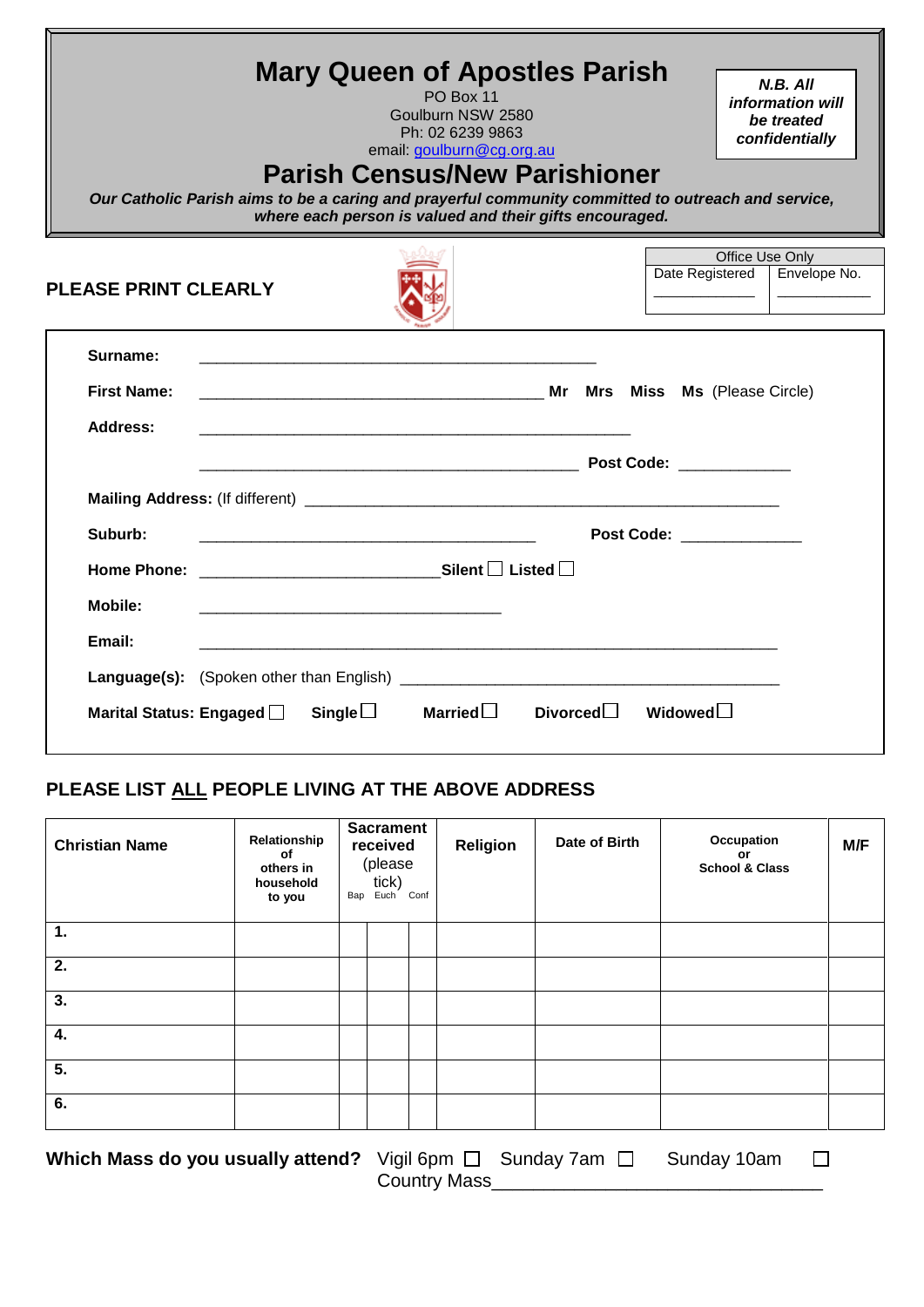# Mary Queen of Apostles Parish

PO Box 11
Goulburn NSW 2580
Ph: 02 6239 9863
email: goulburn@cg.org.au

***N.B. All information will be treated confidentially***

## Parish Census/New Parishioner

***Our Catholic Parish aims to be a caring and prayerful community committed to outreach and service, where each person is valued and their gifts encouraged.***

**PLEASE PRINT CLEARLY**

| Office Use Only | |
|---|---|
| Date Registered | Envelope No. |
| ___________ | ___________ |

**Surname:** ____________________________________________

**First Name:** ______________________________________ **Mr** **Mrs** **Miss** **Ms** (Please Circle)

**Address:** ________________________________________________

__________________________________________ **Post Code:** ____________

**Mailing Address:** (If different) _____________________________________________________

**Suburb:** _____________________________________ **Post Code:** _____________

**Home Phone:** __________________________ **Silent** ☐ **Listed** ☐

**Mobile:** _________________________________

**Email:** _______________________________________________________________

**Language(s):** (Spoken other than English) ____________________________________________

**Marital Status: Engaged** ☐ **Single** ☐ **Married** ☐ **Divorced** ☐ **Widowed** ☐

### PLEASE LIST ALL PEOPLE LIVING AT THE ABOVE ADDRESS

| Christian Name | Relationship of others in household to you | Sacrament received (please tick) | | | Religion | Date of Birth | Occupation or School & Class | M/F |
|---|---|---|---|---|---|---|---|---|
| | | Bap | Euch | Conf | | | | |
| 1. | | | | | | | | |
| 2. | | | | | | | | |
| 3. | | | | | | | | |
| 4. | | | | | | | | |
| 5. | | | | | | | | |
| 6. | | | | | | | | |

**Which Mass do you usually attend?** Vigil 6pm ☐ Sunday 7am ☐ Sunday 10am ☐
Country Mass______________________________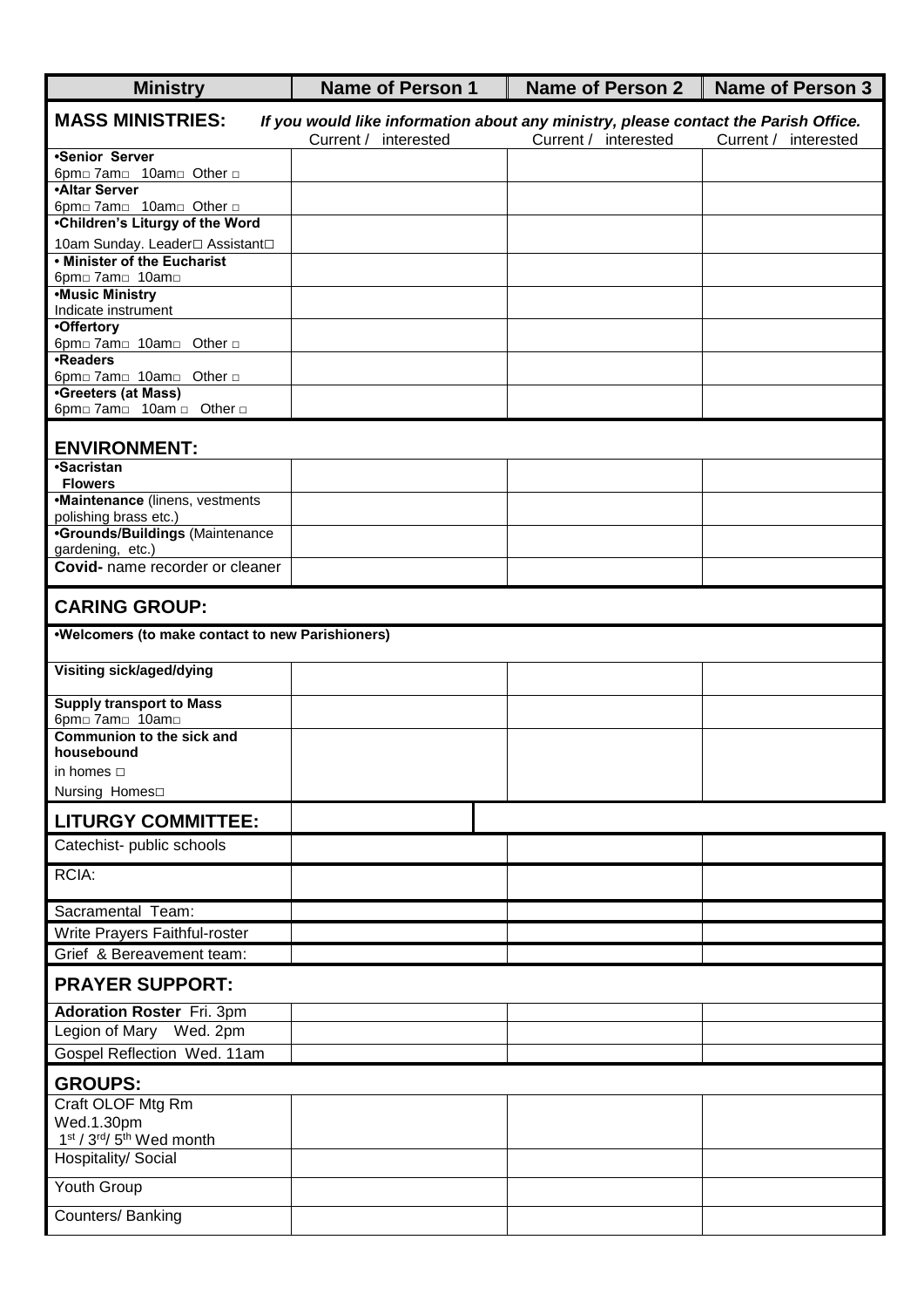| Ministry | Name of Person 1 | Name of Person 2 | Name of Person 3 |
|---|---|---|---|
| **MASS MINISTRIES:** ***If you would like information about any ministry, please contact the Parish Office.*** | Current / interested | Current / interested | Current / interested |
| **•Senior Server** 6pm□ 7am□ 10am□ Other □ | | | |
| **•Altar Server** 6pm□ 7am□ 10am□ Other □ | | | |
| **•Children's Liturgy of the Word** 10am Sunday. Leader☐ Assistant☐ | | | |
| **• Minister of the Eucharist** 6pm□ 7am□ 10am□ | | | |
| **•Music Ministry** Indicate instrument | | | |
| **•Offertory** 6pm□ 7am□ 10am□ Other □ | | | |
| **•Readers** 6pm□ 7am□ 10am□ Other □ | | | |
| **•Greeters (at Mass)** 6pm□ 7am□ 10am □ Other □ | | | |
| **ENVIRONMENT:** | | | |
| **•Sacristan** **Flowers** | | | |
| **•Maintenance** (linens, vestments polishing brass etc.) | | | |
| **•Grounds/Buildings** (Maintenance gardening, etc.) | | | |
| **Covid-** name recorder or cleaner | | | |
| **CARING GROUP:** | | | |
| **•Welcomers (to make contact to new Parishioners)** | | | |
| **Visiting sick/aged/dying** | | | |
| **Supply transport to Mass** 6pm□ 7am□ 10am□ | | | |
| **Communion to the sick and housebound** in homes □ Nursing Homes☐ | | | |
| **LITURGY COMMITTEE:** | | | |
| Catechist- public schools | | | |
| RCIA: | | | |
| Sacramental Team: | | | |
| Write Prayers Faithful-roster | | | |
| Grief & Bereavement team: | | | |
| **PRAYER SUPPORT:** | | | |
| **Adoration Roster** Fri. 3pm | | | |
| Legion of Mary Wed. 2pm | | | |
| Gospel Reflection Wed. 11am | | | |
| **GROUPS:** | | | |
| Craft OLOF Mtg Rm Wed.1.30pm 1st / 3rd/ 5th Wed month | | | |
| Hospitality/ Social | | | |
| Youth Group | | | |
| Counters/ Banking | | | |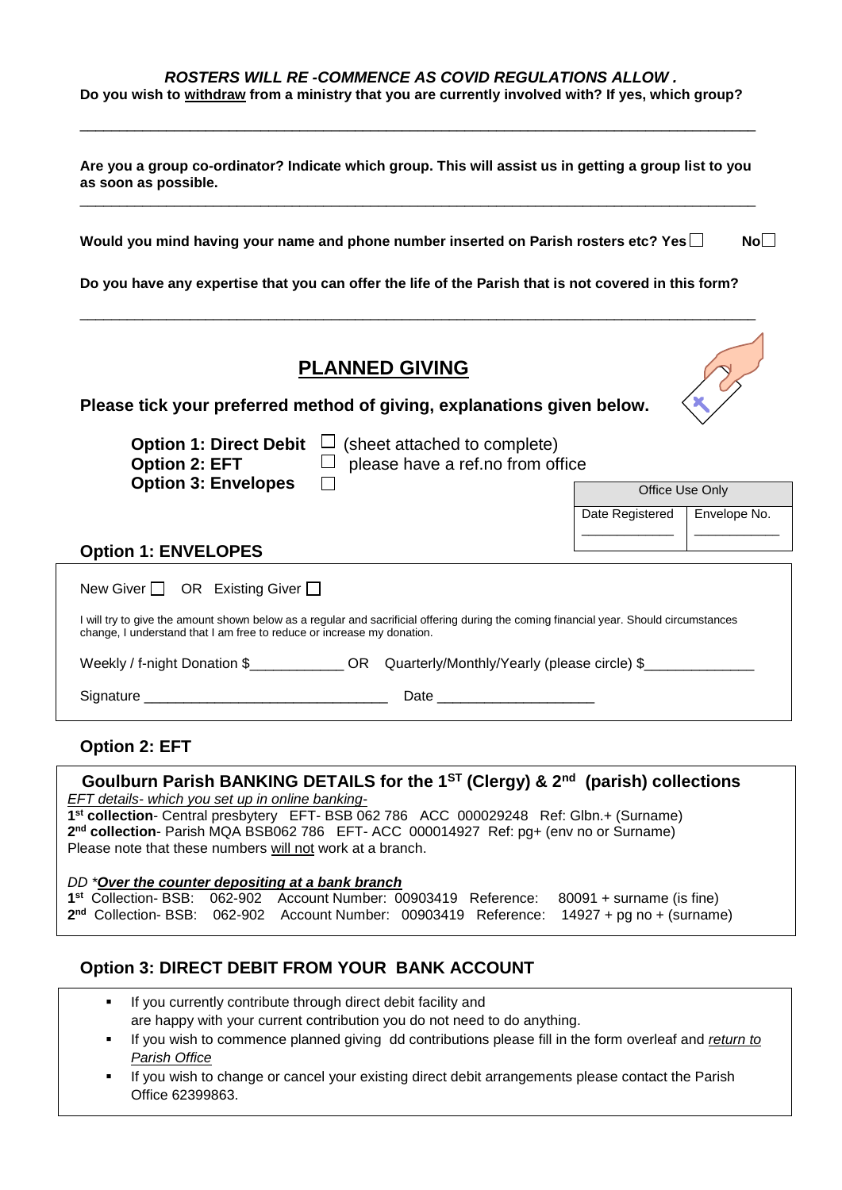***ROSTERS WILL RE -COMMENCE AS COVID REGULATIONS ALLOW .***

**Do you wish to withdraw from a ministry that you are currently involved with? If yes, which group?**

___________________________________________________________________________________

**Are you a group co-ordinator? Indicate which group. This will assist us in getting a group list to you as soon as possible.**

___________________________________________________________________________________

**Would you mind having your name and phone number inserted on Parish rosters etc? Yes ☐ No ☐**

**Do you have any expertise that you can offer the life of the Parish that is not covered in this form?**

___________________________________________________________________________________

## PLANNED GIVING

**Please tick your preferred method of giving, explanations given below.**

**Option 1: Direct Debit** ☐ (sheet attached to complete)
**Option 2: EFT** ☐ please have a ref.no from office
**Option 3: Envelopes** ☐

| Office Use Only | |
|---|---|
| Date Registered ____________ | Envelope No. ___________ |

### Option 1: ENVELOPES

New Giver ☐ OR Existing Giver ☐

I will try to give the amount shown below as a regular and sacrificial offering during the coming financial year. Should circumstances change, I understand that I am free to reduce or increase my donation.

Weekly / f-night Donation $____________ OR Quarterly/Monthly/Yearly (please circle) $______________

Signature ______________________________ Date ___________________

### Option 2: EFT

**Goulburn Parish BANKING DETAILS for the 1ST (Clergy) & 2nd (parish) collections**

*EFT details- which you set up in online banking-*
**1st collection**- Central presbytery EFT- BSB 062 786 ACC 000029248 Ref: Glbn.+ (Surname)
**2nd collection**- Parish MQA BSB062 786 EFT- ACC 000014927 Ref: pg+ (env no or Surname)
Please note that these numbers will not work at a branch.

*DD \****Over the counter depositing at a bank branch***
**1st** Collection- BSB: 062-902 Account Number: 00903419 Reference: 80091 + surname (is fine)
**2nd** Collection- BSB: 062-902 Account Number: 00903419 Reference: 14927 + pg no + (surname)

### Option 3: DIRECT DEBIT FROM YOUR BANK ACCOUNT

- If you currently contribute through direct debit facility and are happy with your current contribution you do not need to do anything.
- If you wish to commence planned giving dd contributions please fill in the form overleaf and *return to Parish Office*
- If you wish to change or cancel your existing direct debit arrangements please contact the Parish Office 62399863.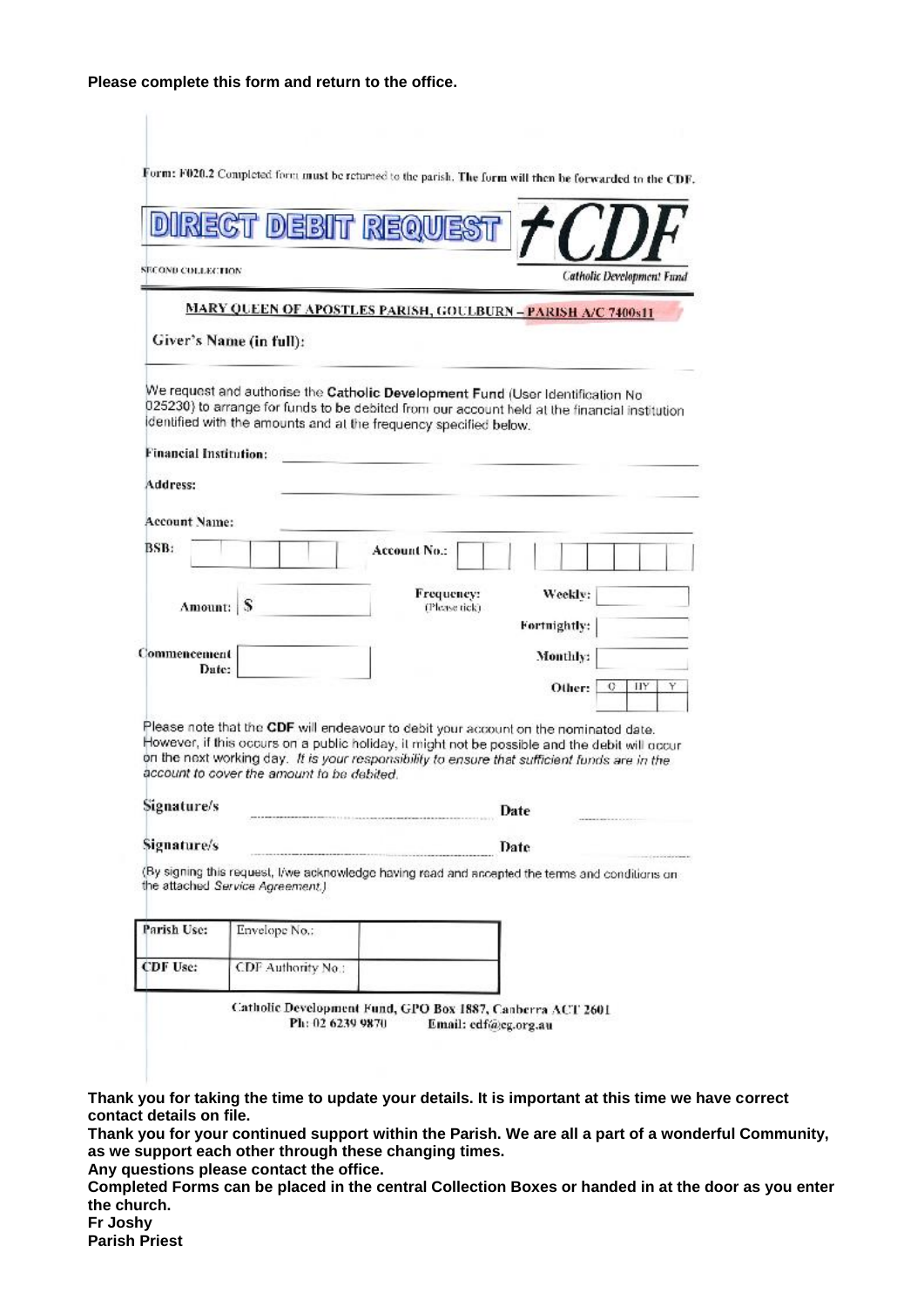**Please complete this form and return to the office.**

Form: F020.2 Completed form must be returned to the parish. **The form will then be forwarded to the CDF.**

# DIRECT DEBIT REQUEST

**CDF** Catholic Development Fund

SECOND COLLECTION

**MARY QUEEN OF APOSTLES PARISH, GOULBURN – PARISH A/C 7400s11**

**Giver's Name (in full):** ____________________

We request and authorise the **Catholic Development Fund** (User Identification No 025230) to arrange for funds to be debited from our account held at the financial institution identified with the amounts and at the frequency specified below.

**Financial Institution:** ____________________

**Address:** ____________________

**Account Name:** ____________________

**BSB:** | | | | | | | **Account No.:** | | | | | | | | | |

**Amount:** $ ____________ **Frequency:** (Please tick) **Weekly:** ____ **Fortnightly:** ____ **Monthly:** ____ **Other:** Q HY Y

**Commencement Date:** ____________

Please note that the **CDF** will endeavour to debit your account on the nominated date. However, if this occurs on a public holiday, it might not be possible and the debit will occur on the next working day. *It is your responsibility to ensure that sufficient funds are in the account to cover the amount to be debited.*

**Signature/s** ____________________ **Date** ____________

**Signature/s** ____________________ **Date** ____________

(By signing this request, I/we acknowledge having read and accepted the terms and conditions on the attached *Service Agreement.*)

| | | |
|---|---|---|
| **Parish Use:** | Envelope No.: | |
| **CDF Use:** | CDF Authority No.: | |

**Catholic Development Fund, GPO Box 1887, Canberra ACT 2601**
Ph: 02 6239 9870 Email: cdf@cg.org.au

**Thank you for taking the time to update your details. It is important at this time we have correct contact details on file.**

**Thank you for your continued support within the Parish. We are all a part of a wonderful Community, as we support each other through these changing times.**

**Any questions please contact the office.**

**Completed Forms can be placed in the central Collection Boxes or handed in at the door as you enter the church.**

**Fr Joshy**
**Parish Priest**